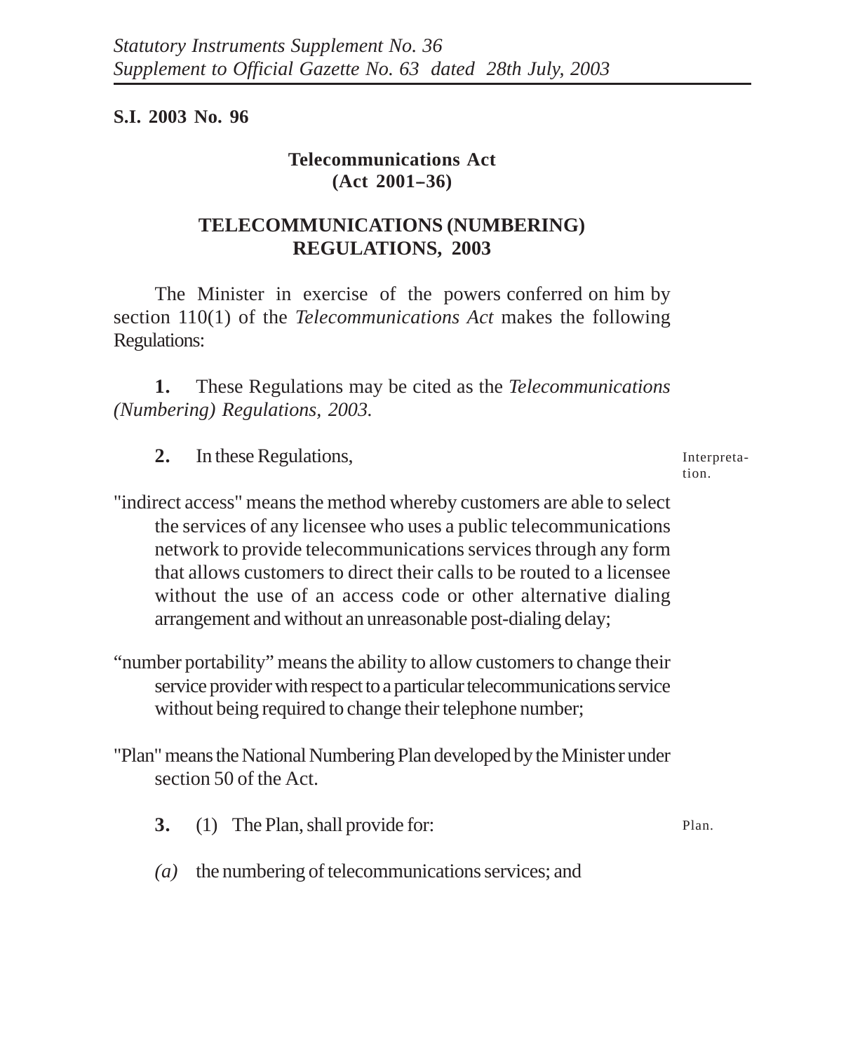*Statutory Instruments Supplement No. 36*
*Supplement to Official Gazette No. 63 dated 28th July, 2003*

**S.I. 2003 No. 96**

**Telecommunications Act**
**(Act 2001–36)**

## TELECOMMUNICATIONS (NUMBERING) REGULATIONS, 2003

The Minister in exercise of the powers conferred on him by section 110(1) of the *Telecommunications Act* makes the following Regulations:

**1.** These Regulations may be cited as the *Telecommunications (Numbering) Regulations, 2003.*

**2.** In these Regulations, — Interpretation.

"indirect access" means the method whereby customers are able to select the services of any licensee who uses a public telecommunications network to provide telecommunications services through any form that allows customers to direct their calls to be routed to a licensee without the use of an access code or other alternative dialing arrangement and without an unreasonable post-dialing delay;

"number portability" means the ability to allow customers to change their service provider with respect to a particular telecommunications service without being required to change their telephone number;

"Plan" means the National Numbering Plan developed by the Minister under section 50 of the Act.

**3.** (1) The Plan, shall provide for: — Plan.

*(a)* the numbering of telecommunications services; and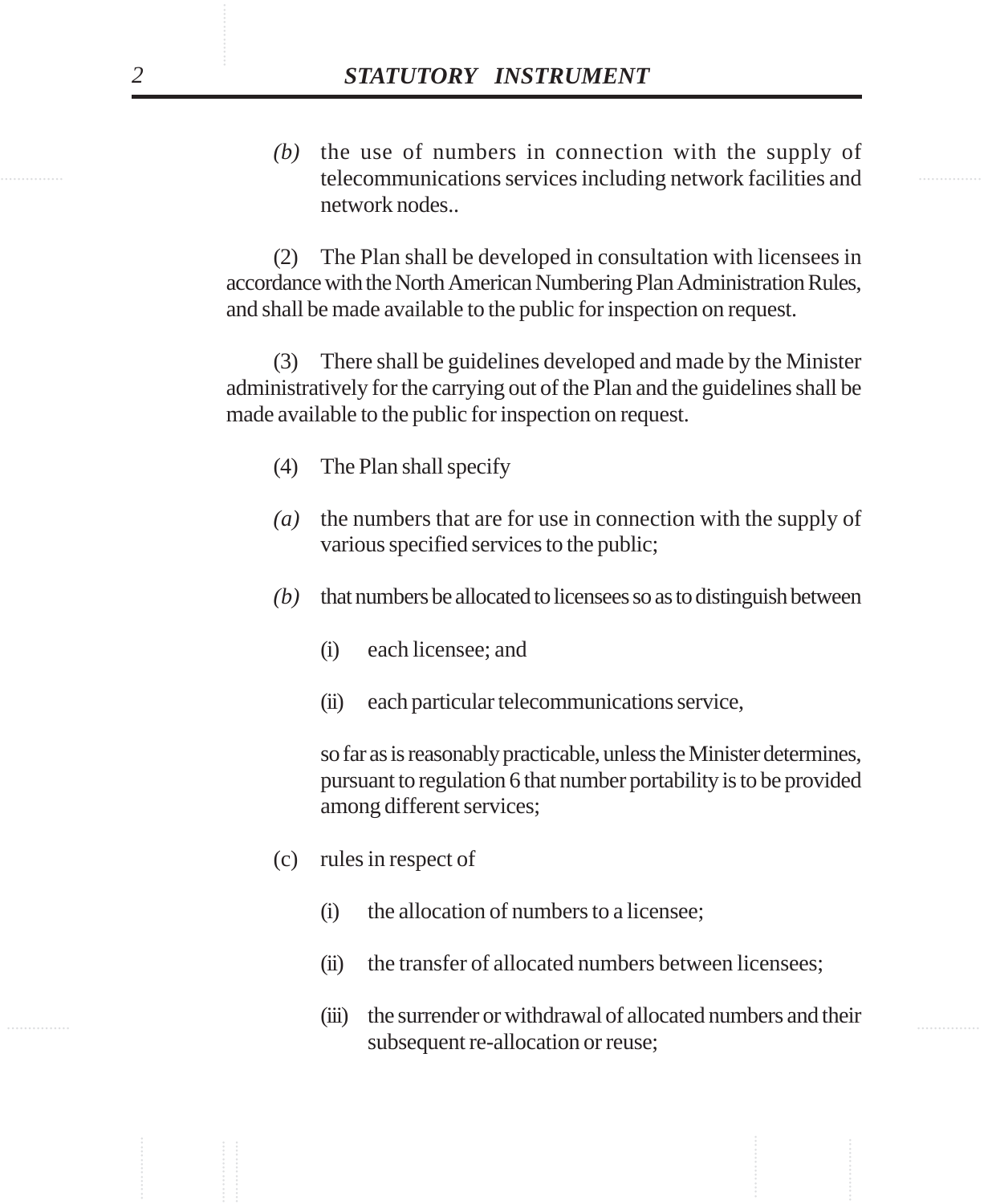*(b)* the use of numbers in connection with the supply of telecommunications services including network facilities and network nodes..

(2) The Plan shall be developed in consultation with licensees in accordance with the North American Numbering Plan Administration Rules, and shall be made available to the public for inspection on request.

(3) There shall be guidelines developed and made by the Minister administratively for the carrying out of the Plan and the guidelines shall be made available to the public for inspection on request.

(4) The Plan shall specify

*(a)* the numbers that are for use in connection with the supply of various specified services to the public;

*(b)* that numbers be allocated to licensees so as to distinguish between

(i) each licensee; and

(ii) each particular telecommunications service,

so far as is reasonably practicable, unless the Minister determines, pursuant to regulation 6 that number portability is to be provided among different services;

(c) rules in respect of

(i) the allocation of numbers to a licensee;

(ii) the transfer of allocated numbers between licensees;

(iii) the surrender or withdrawal of allocated numbers and their subsequent re-allocation or reuse;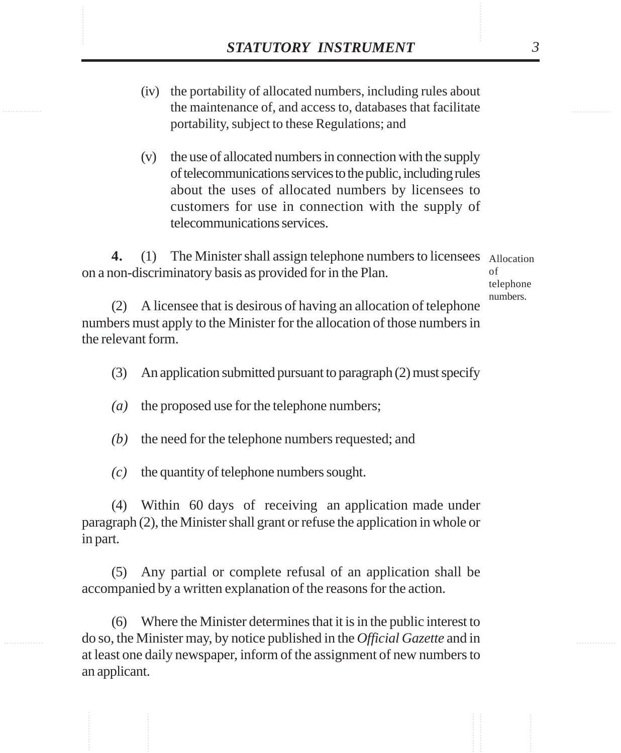(iv) the portability of allocated numbers, including rules about the maintenance of, and access to, databases that facilitate portability, subject to these Regulations; and

(v) the use of allocated numbers in connection with the supply of telecommunications services to the public, including rules about the uses of allocated numbers by licensees to customers for use in connection with the supply of telecommunications services.

Allocation of telephone numbers.

**4.** (1) The Minister shall assign telephone numbers to licensees on a non-discriminatory basis as provided for in the Plan.

(2) A licensee that is desirous of having an allocation of telephone numbers must apply to the Minister for the allocation of those numbers in the relevant form.

(3) An application submitted pursuant to paragraph (2) must specify

*(a)* the proposed use for the telephone numbers;

*(b)* the need for the telephone numbers requested; and

*(c)* the quantity of telephone numbers sought.

(4) Within 60 days of receiving an application made under paragraph (2), the Minister shall grant or refuse the application in whole or in part.

(5) Any partial or complete refusal of an application shall be accompanied by a written explanation of the reasons for the action.

(6) Where the Minister determines that it is in the public interest to do so, the Minister may, by notice published in the *Official Gazette* and in at least one daily newspaper, inform of the assignment of new numbers to an applicant.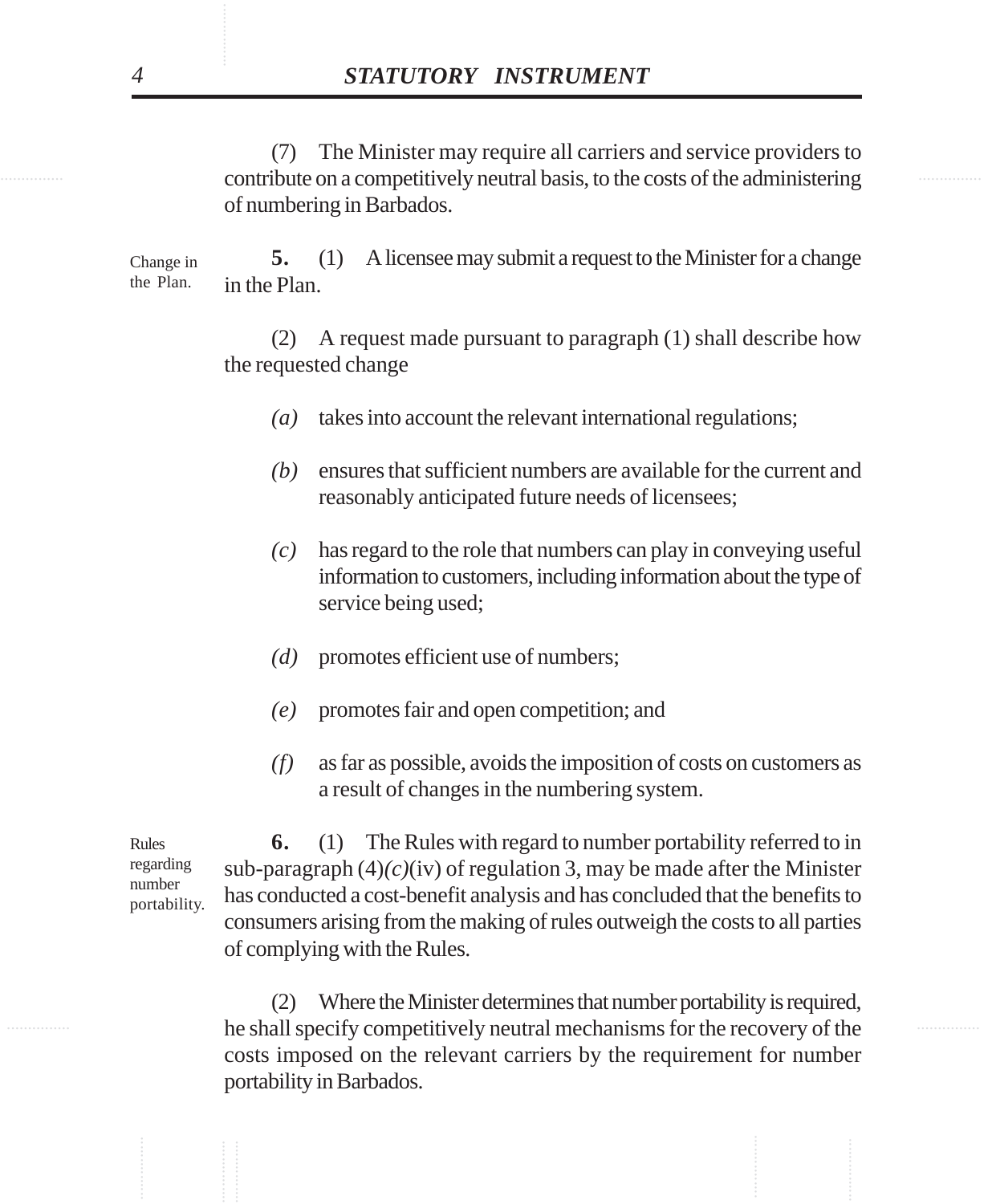(7) The Minister may require all carriers and service providers to contribute on a competitively neutral basis, to the costs of the administering of numbering in Barbados.

Change in the Plan.

**5.** (1) A licensee may submit a request to the Minister for a change in the Plan.

(2) A request made pursuant to paragraph (1) shall describe how the requested change

*(a)* takes into account the relevant international regulations;

*(b)* ensures that sufficient numbers are available for the current and reasonably anticipated future needs of licensees;

*(c)* has regard to the role that numbers can play in conveying useful information to customers, including information about the type of service being used;

*(d)* promotes efficient use of numbers;

*(e)* promotes fair and open competition; and

*(f)* as far as possible, avoids the imposition of costs on customers as a result of changes in the numbering system.

Rules regarding number portability.

**6.** (1) The Rules with regard to number portability referred to in sub-paragraph (4)*(c)*(iv) of regulation 3, may be made after the Minister has conducted a cost-benefit analysis and has concluded that the benefits to consumers arising from the making of rules outweigh the costs to all parties of complying with the Rules.

(2) Where the Minister determines that number portability is required, he shall specify competitively neutral mechanisms for the recovery of the costs imposed on the relevant carriers by the requirement for number portability in Barbados.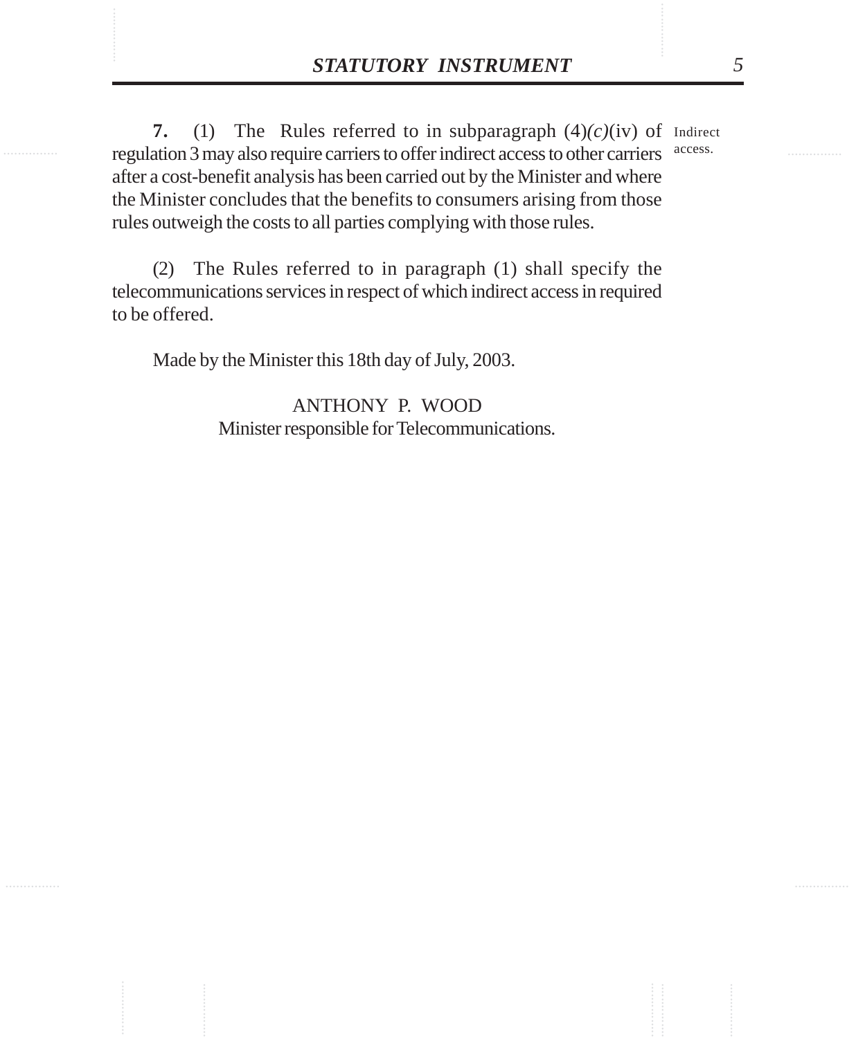**7.** (1) The Rules referred to in subparagraph (4)*(c)*(iv) of regulation 3 may also require carriers to offer indirect access to other carriers after a cost-benefit analysis has been carried out by the Minister and where the Minister concludes that the benefits to consumers arising from those rules outweigh the costs to all parties complying with those rules.

Indirect access.

(2) The Rules referred to in paragraph (1) shall specify the telecommunications services in respect of which indirect access in required to be offered.

Made by the Minister this 18th day of July, 2003.

ANTHONY P. WOOD
Minister responsible for Telecommunications.